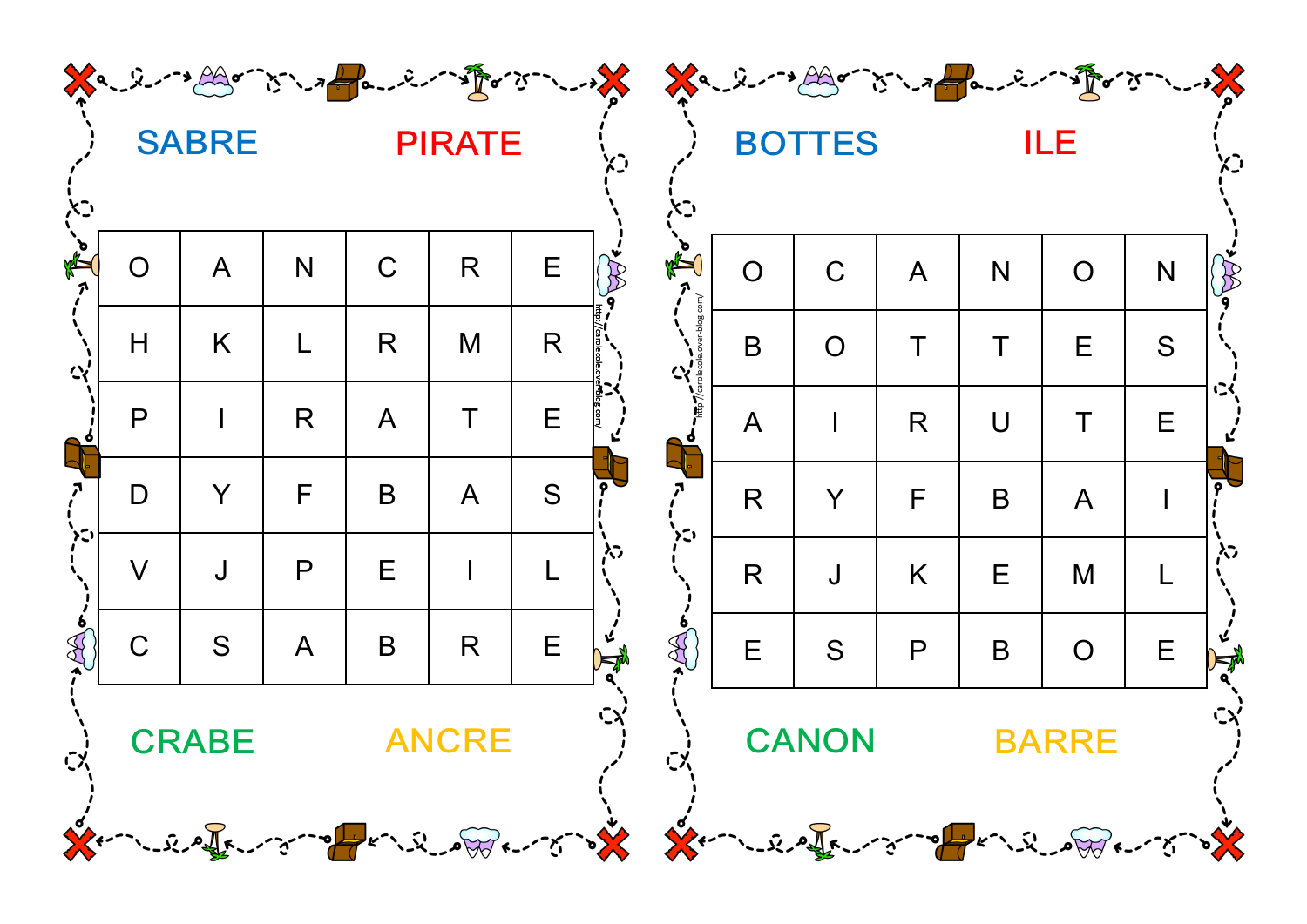SABRE PIRATE

| O | A | N | C | R | E |
|---|---|---|---|---|---|
| H | K | L | R | M | R |
| P | I | R | A | T | E |
| D | Y | F | B | A | S |
| V | J | P | E | I | L |
| C | S | A | B | R | E |

CRABE ANCRE

http://carolecole.over-blog.com/

BOTTES ILE

| O | C | A | N | O | N |
|---|---|---|---|---|---|
| B | O | T | T | E | S |
| A | I | R | U | T | E |
| R | Y | F | B | A | I |
| R | J | K | E | M | L |
| E | S | P | B | O | E |

CANON BARRE

http://carolecole.over-blog.com/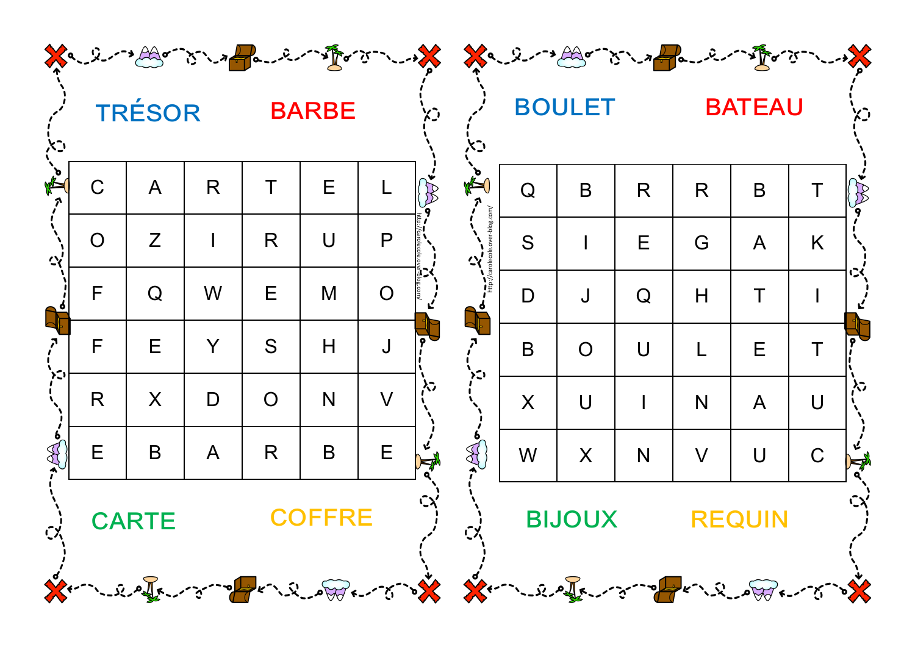TRÉSOR BARBE

| C | A | R | T | E | L |
|---|---|---|---|---|---|
| O | Z | I | R | U | P |
| F | Q | W | E | M | O |
| F | E | Y | S | H | J |
| R | X | D | O | N | V |
| E | B | A | R | B | E |

CARTE COFFRE

BOULET BATEAU

| Q | B | R | R | B | T |
|---|---|---|---|---|---|
| S | I | E | G | A | K |
| D | J | Q | H | T | I |
| B | O | U | L | E | T |
| X | U | I | N | A | U |
| W | X | N | V | U | C |

BIJOUX REQUIN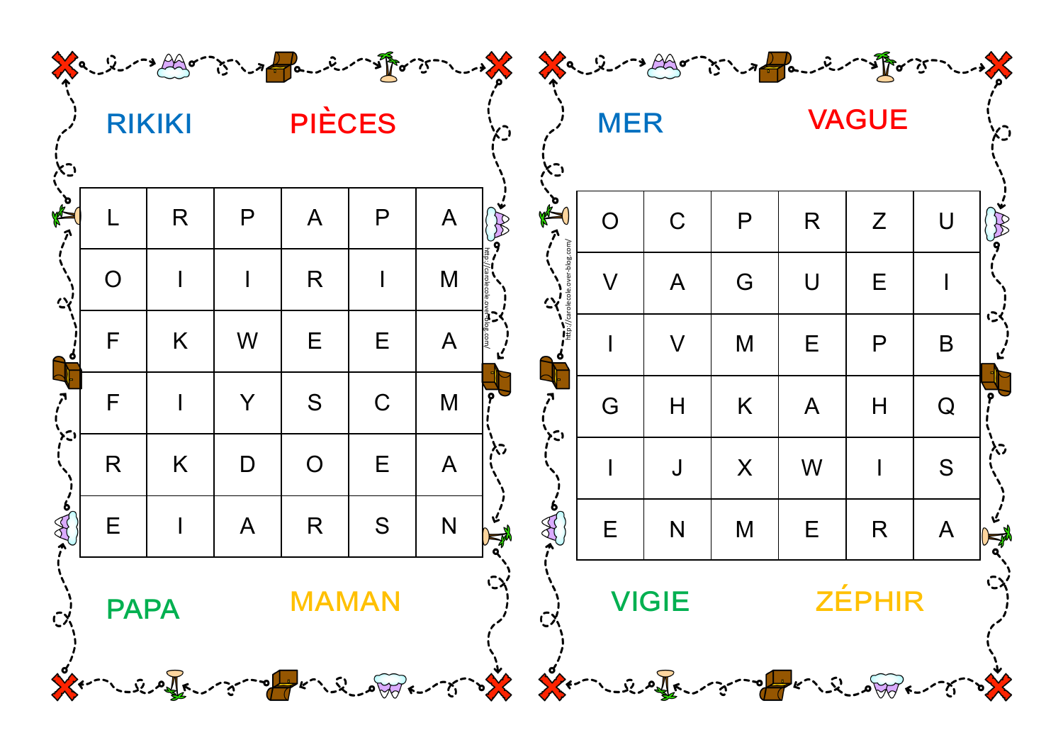RIKIKI PIÈCES

| L | R | P | A | P | A |
|---|---|---|---|---|---|
| O | I | I | R | I | M |
| F | K | W | E | E | A |
| F | I | Y | S | C | M |
| R | K | D | O | E | A |
| E | I | A | R | S | N |

PAPA MAMAN

MER VAGUE

| O | C | P | R | Z | U |
|---|---|---|---|---|---|
| V | A | G | U | E | I |
| I | V | M | E | P | B |
| G | H | K | A | H | Q |
| I | J | X | W | I | S |
| E | N | M | E | R | A |

VIGIE ZÉPHIR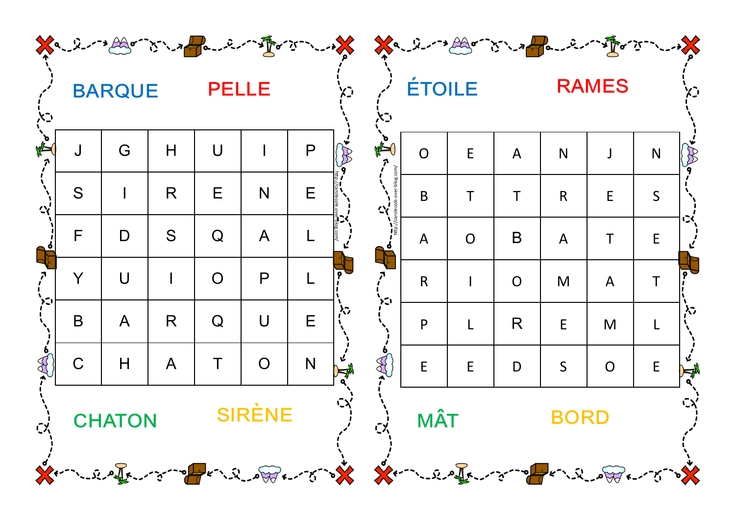BARQUE PELLE

| | | | | | |
|---|---|---|---|---|---|
| J | G | H | U | I | P |
| S | I | R | E | N | E |
| F | D | S | Q | A | L |
| Y | U | I | O | P | L |
| B | A | R | Q | U | E |
| C | H | A | T | O | N |

CHATON SIRÈNE

http://carolecole.over-blog.com/

ÉTOILE RAMES

| | | | | | |
|---|---|---|---|---|---|
| O | E | A | N | J | N |
| B | T | T | R | E | S |
| A | O | B | A | T | E |
| R | I | O | M | A | T |
| P | L | R | E | M | L |
| E | E | D | S | O | E |

MÂT BORD

http://carolecole.over-blog.com/